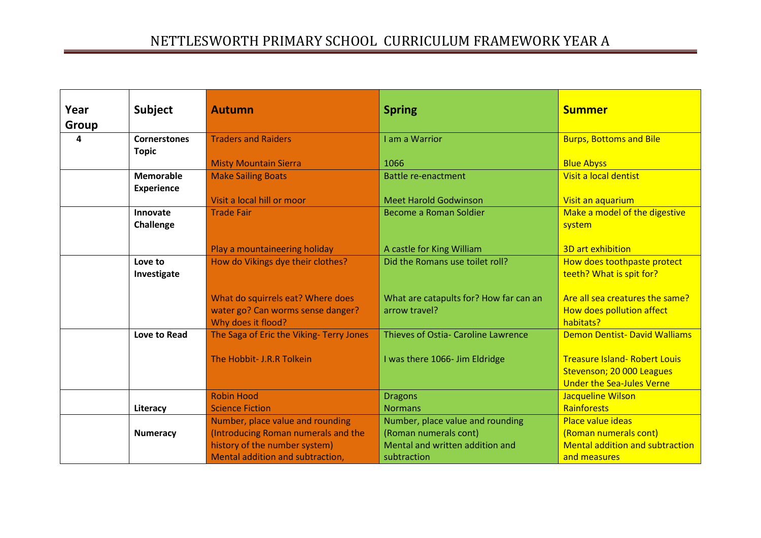# NETTLESWORTH PRIMARY SCHOOL CURRICULUM FRAMEWORK YEAR A

| Year Group | Subject | Autumn | Spring | Summer |
|---|---|---|---|---|
| 4 | **Cornerstones Topic** | Traders and Raiders<br><br>Misty Mountain Sierra | I am a Warrior<br><br>1066 | Burps, Bottoms and Bile<br><br>Blue Abyss |
| | **Memorable Experience** | Make Sailing Boats<br><br>Visit a local hill or moor | Battle re-enactment<br><br>Meet Harold Godwinson | Visit a local dentist<br><br>Visit an aquarium |
| | **Innovate Challenge** | Trade Fair<br><br>Play a mountaineering holiday | Become a Roman Soldier<br><br>A castle for King William | Make a model of the digestive system<br><br>3D art exhibition |
| | **Love to Investigate** | How do Vikings dye their clothes?<br><br>What do squirrels eat? Where does water go? Can worms sense danger? Why does it flood? | Did the Romans use toilet roll?<br><br>What are catapults for? How far can an arrow travel? | How does toothpaste protect teeth? What is spit for?<br><br>Are all sea creatures the same? How does pollution affect habitats? |
| | **Love to Read** | The Saga of Eric the Viking- Terry Jones<br><br>The Hobbit- J.R.R Tolkein | Thieves of Ostia- Caroline Lawrence<br><br>I was there 1066- Jim Eldridge | Demon Dentist- David Walliams<br><br>Treasure Island- Robert Louis Stevenson; 20 000 Leagues Under the Sea-Jules Verne |
| | **Literacy** | Robin Hood<br>Science Fiction | Dragons<br>Normans | Jacqueline Wilson<br>Rainforests |
| | **Numeracy** | Number, place value and rounding (Introducing Roman numerals and the history of the number system)<br>Mental addition and subtraction, | Number, place value and rounding (Roman numerals cont)<br>Mental and written addition and subtraction | Place value ideas<br>(Roman numerals cont)<br>Mental addition and subtraction and measures |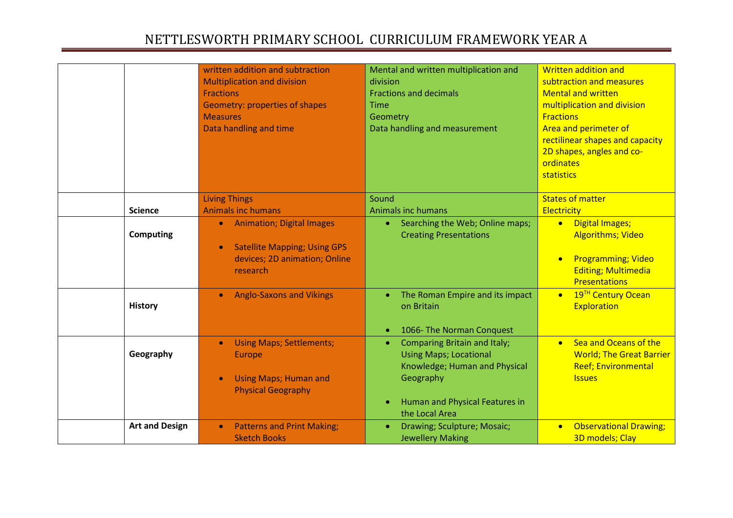# NETTLESWORTH PRIMARY SCHOOL CURRICULUM FRAMEWORK YEAR A

| | | | | |
|---|---|---|---|---|
| | | written addition and subtraction<br>Multiplication and division<br>Fractions<br>Geometry: properties of shapes<br>Measures<br>Data handling and time | Mental and written multiplication and division<br>Fractions and decimals<br>Time<br>Geometry<br>Data handling and measurement | Written addition and subtraction and measures<br>Mental and written multiplication and division<br>Fractions<br>Area and perimeter of rectilinear shapes and capacity<br>2D shapes, angles and co-ordinates<br>statistics |
| | **Science** | Living Things<br>Animals inc humans | Sound<br>Animals inc humans | States of matter<br>Electricity |
| | **Computing** | • Animation; Digital Images<br>• Satellite Mapping; Using GPS devices; 2D animation; Online research | • Searching the Web; Online maps; Creating Presentations | • Digital Images; Algorithms; Video<br>• Programming; Video Editing; Multimedia Presentations |
| | **History** | • Anglo-Saxons and Vikings | • The Roman Empire and its impact on Britain<br>• 1066- The Norman Conquest | • 19TH Century Ocean Exploration |
| | **Geography** | • Using Maps; Settlements; Europe<br>• Using Maps; Human and Physical Geography | • Comparing Britain and Italy; Using Maps; Locational Knowledge; Human and Physical Geography<br>• Human and Physical Features in the Local Area | • Sea and Oceans of the World; The Great Barrier Reef; Environmental Issues |
| | **Art and Design** | • Patterns and Print Making; Sketch Books | • Drawing; Sculpture; Mosaic; Jewellery Making | • Observational Drawing; 3D models; Clay |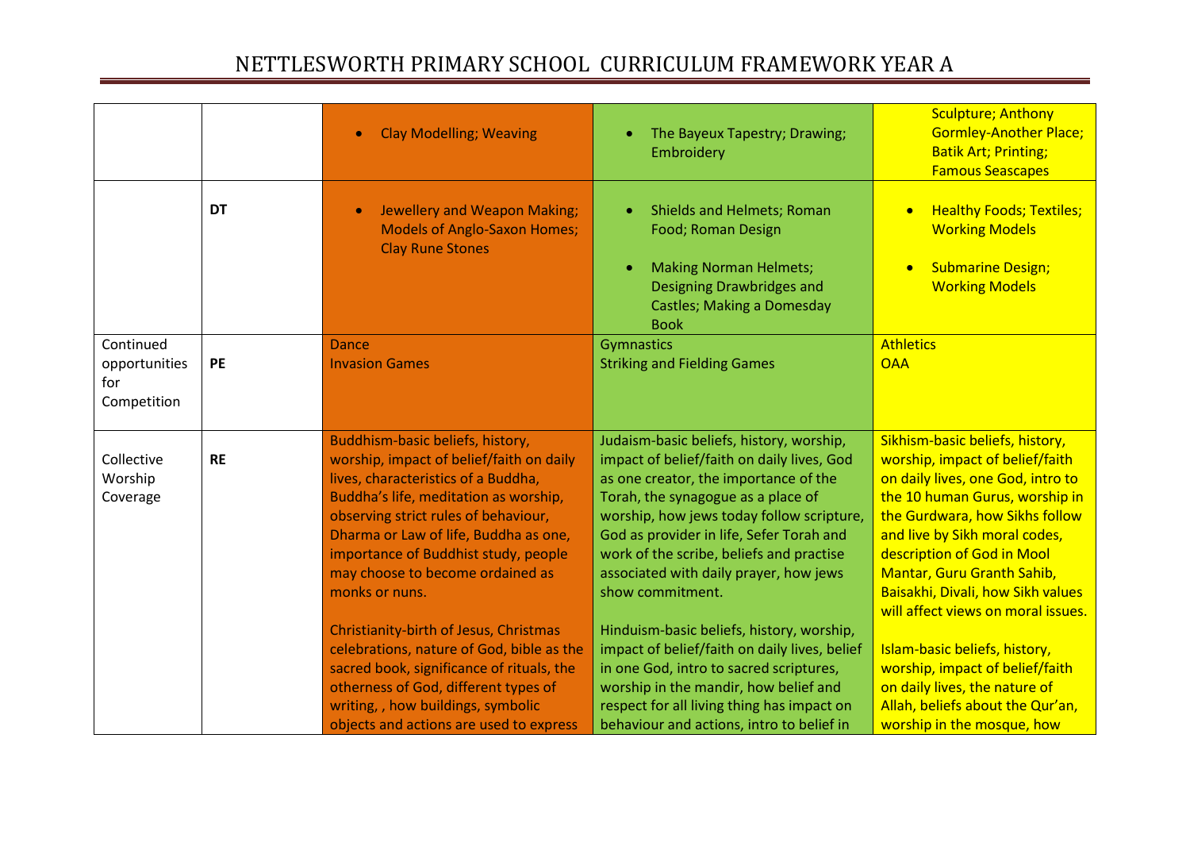# NETTLESWORTH PRIMARY SCHOOL CURRICULUM FRAMEWORK YEAR A

| | | | | |
|---|---|---|---|---|
| | | • Clay Modelling; Weaving | • The Bayeux Tapestry; Drawing; Embroidery | Sculpture; Anthony Gormley-Another Place; Batik Art; Printing; Famous Seascapes |
| | **DT** | • Jewellery and Weapon Making; Models of Anglo-Saxon Homes; Clay Rune Stones | • Shields and Helmets; Roman Food; Roman Design<br><br>• Making Norman Helmets; Designing Drawbridges and Castles; Making a Domesday Book | • Healthy Foods; Textiles; Working Models<br><br>• Submarine Design; Working Models |
| Continued opportunities for Competition | **PE** | Dance<br>Invasion Games | Gymnastics<br>Striking and Fielding Games | Athletics<br>OAA |
| Collective Worship Coverage | **RE** | Buddhism-basic beliefs, history, worship, impact of belief/faith on daily lives, characteristics of a Buddha, Buddha's life, meditation as worship, observing strict rules of behaviour, Dharma or Law of life, Buddha as one, importance of Buddhist study, people may choose to become ordained as monks or nuns.<br><br>Christianity-birth of Jesus, Christmas celebrations, nature of God, bible as the sacred book, significance of rituals, the otherness of God, different types of writing, , how buildings, symbolic objects and actions are used to express | Judaism-basic beliefs, history, worship, impact of belief/faith on daily lives, God as one creator, the importance of the Torah, the synagogue as a place of worship, how jews today follow scripture, God as provider in life, Sefer Torah and work of the scribe, beliefs and practise associated with daily prayer, how jews show commitment.<br><br>Hinduism-basic beliefs, history, worship, impact of belief/faith on daily lives, belief in one God, intro to sacred scriptures, worship in the mandir, how belief and respect for all living thing has impact on behaviour and actions, intro to belief in | Sikhism-basic beliefs, history, worship, impact of belief/faith on daily lives, one God, intro to the 10 human Gurus, worship in the Gurdwara, how Sikhs follow and live by Sikh moral codes, description of God in Mool Mantar, Guru Granth Sahib, Baisakhi, Divali, how Sikh values will affect views on moral issues.<br><br>Islam-basic beliefs, history, worship, impact of belief/faith on daily lives, the nature of Allah, beliefs about the Qur'an, worship in the mosque, how |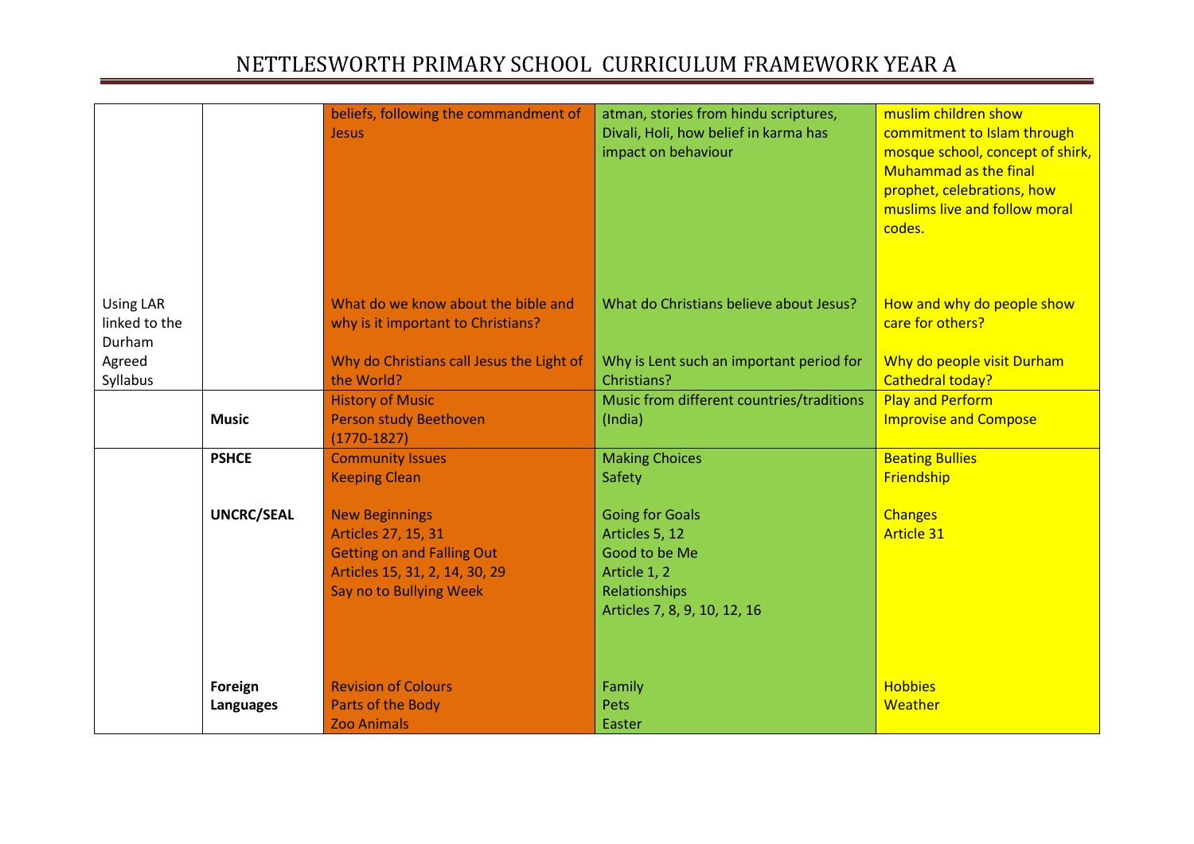# NETTLESWORTH PRIMARY SCHOOL CURRICULUM FRAMEWORK YEAR A

| | | | | |
|---|---|---|---|---|
| | | beliefs, following the commandment of Jesus | atman, stories from hindu scriptures, Divali, Holi, how belief in karma has impact on behaviour | muslim children show commitment to Islam through mosque school, concept of shirk, Muhammad as the final prophet, celebrations, how muslims live and follow moral codes. |
| Using LAR linked to the Durham Agreed Syllabus | | What do we know about the bible and why is it important to Christians?<br><br>Why do Christians call Jesus the Light of the World? | What do Christians believe about Jesus?<br><br>Why is Lent such an important period for Christians? | How and why do people show care for others?<br><br>Why do people visit Durham Cathedral today? |
| | **Music** | History of Music<br>Person study Beethoven<br>(1770-1827) | Music from different countries/traditions (India) | Play and Perform<br>Improvise and Compose |
| | **PSHCE**<br><br>**UNCRC/SEAL**<br><br><br><br><br><br><br>**Foreign Languages** | Community Issues<br>Keeping Clean<br><br>New Beginnings<br>Articles 27, 15, 31<br>Getting on and Falling Out<br>Articles 15, 31, 2, 14, 30, 29<br>Say no to Bullying Week<br><br>Revision of Colours<br>Parts of the Body<br>Zoo Animals | Making Choices<br>Safety<br><br>Going for Goals<br>Articles 5, 12<br>Good to be Me<br>Article 1, 2<br>Relationships<br>Articles 7, 8, 9, 10, 12, 16<br><br>Family<br>Pets<br>Easter | Beating Bullies<br>Friendship<br><br>Changes<br>Article 31<br><br><br><br><br><br>Hobbies<br>Weather |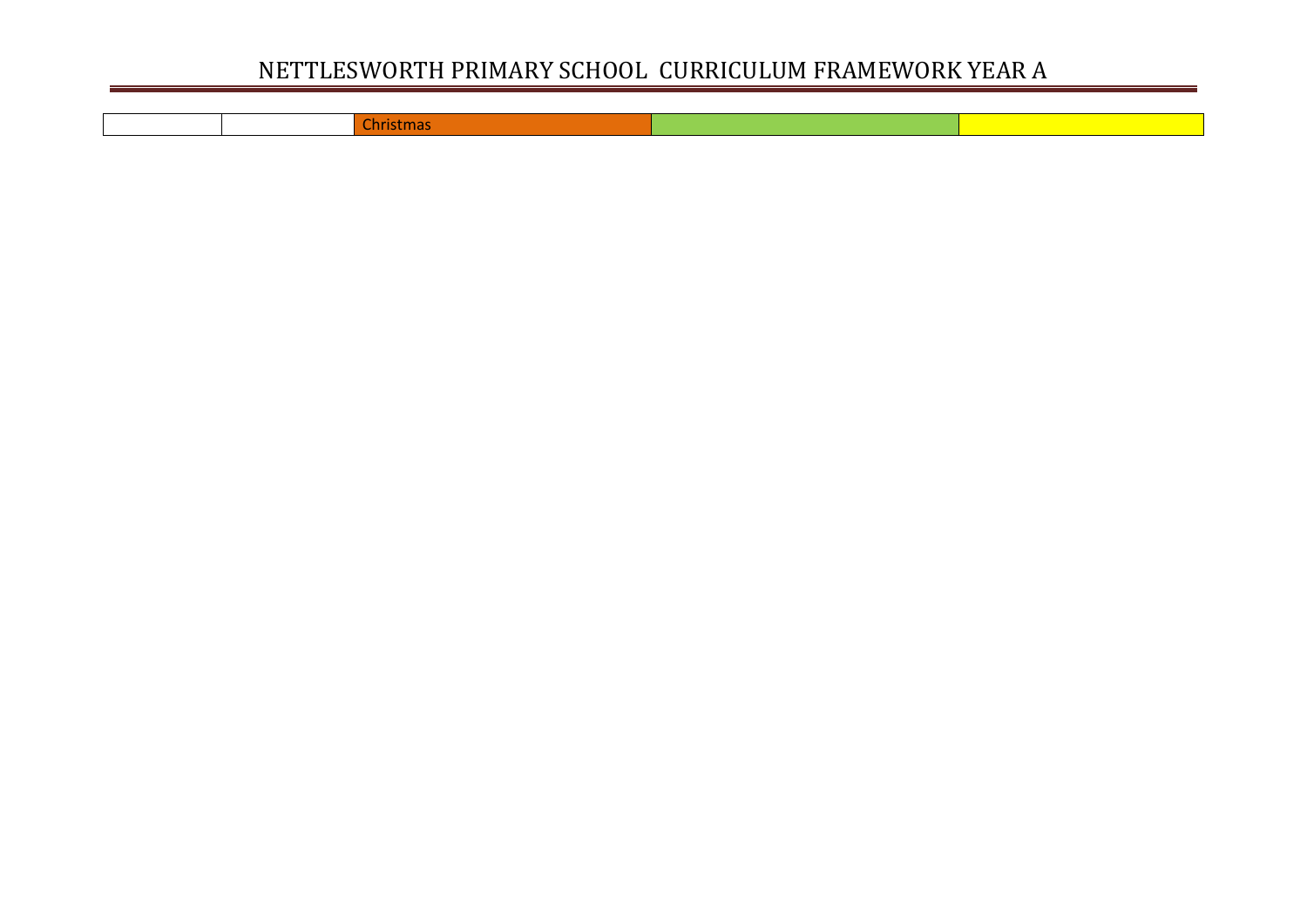# NETTLESWORTH PRIMARY SCHOOL CURRICULUM FRAMEWORK YEAR A

| | | | | |
|---|---|---|---|---|
| | | Christmas | | |